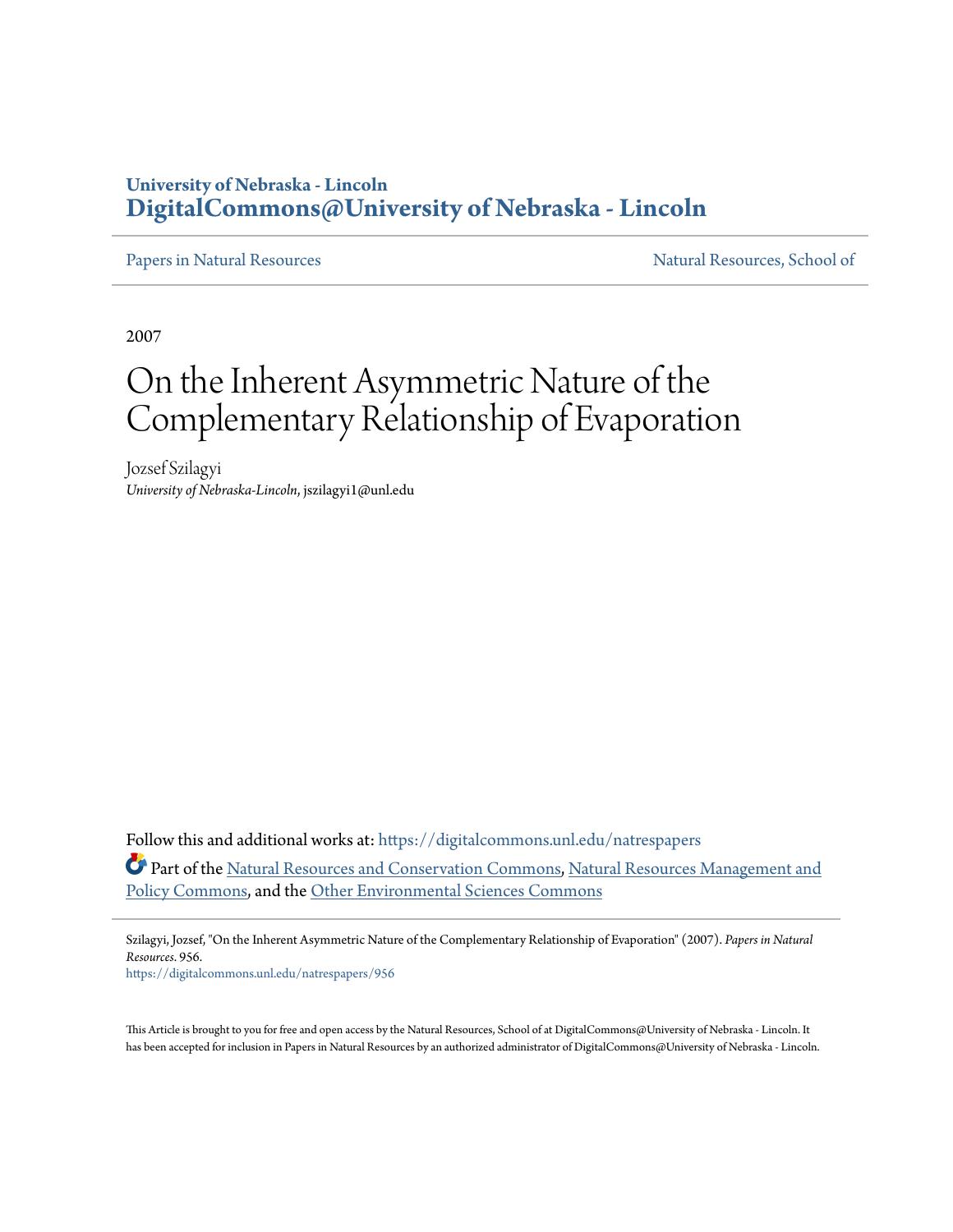University of Nebraska - Lincoln
**DigitalCommons@University of Nebraska - Lincoln**

Papers in Natural Resources | Natural Resources, School of

2007

# On the Inherent Asymmetric Nature of the Complementary Relationship of Evaporation

Jozsef Szilagyi
*University of Nebraska-Lincoln*, jszilagyi1@unl.edu

Follow this and additional works at: https://digitalcommons.unl.edu/natrespapers

Part of the Natural Resources and Conservation Commons, Natural Resources Management and Policy Commons, and the Other Environmental Sciences Commons

Szilagyi, Jozsef, "On the Inherent Asymmetric Nature of the Complementary Relationship of Evaporation" (2007). *Papers in Natural Resources*. 956.
https://digitalcommons.unl.edu/natrespapers/956

This Article is brought to you for free and open access by the Natural Resources, School of at DigitalCommons@University of Nebraska - Lincoln. It has been accepted for inclusion in Papers in Natural Resources by an authorized administrator of DigitalCommons@University of Nebraska - Lincoln.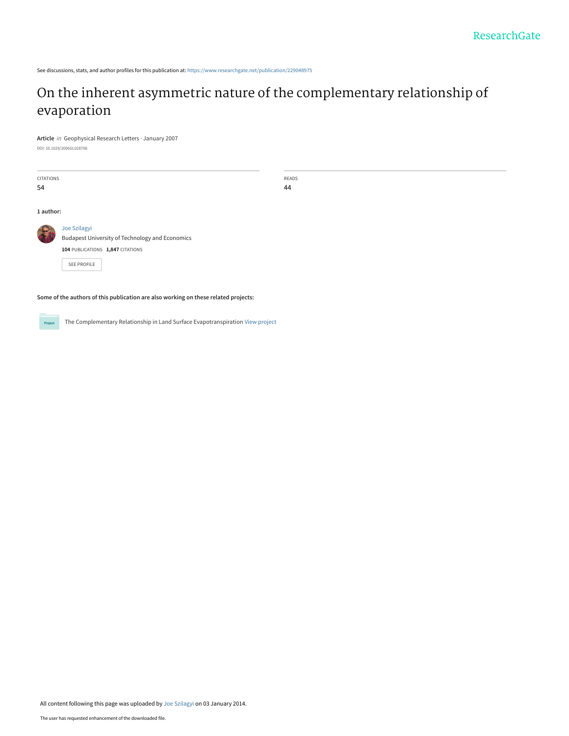See discussions, stats, and author profiles for this publication at: https://www.researchgate.net/publication/229048975

# On the inherent asymmetric nature of the complementary relationship of evaporation

**Article** *in* Geophysical Research Letters · January 2007

DOI: 10.1029/2006GL028708

| CITATIONS | READS |
| --- | --- |
| 54 | 44 |

**1 author:**

Joe Szilagyi
Budapest University of Technology and Economics
**104** PUBLICATIONS **1,847** CITATIONS

SEE PROFILE

**Some of the authors of this publication are also working on these related projects:**

The Complementary Relationship in Land Surface Evapotranspiration View project

All content following this page was uploaded by Joe Szilagyi on 03 January 2014.

The user has requested enhancement of the downloaded file.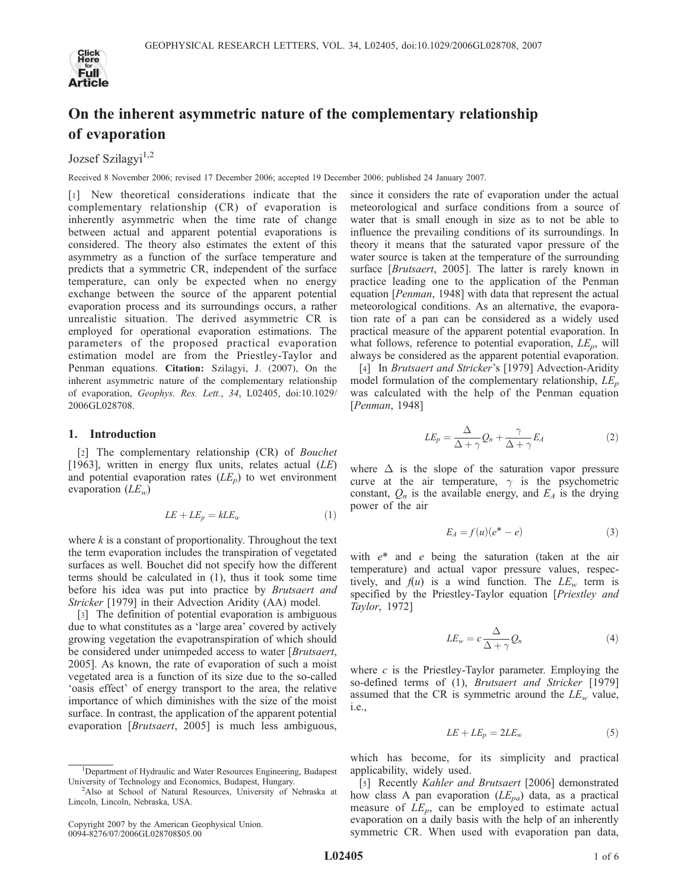# On the inherent asymmetric nature of the complementary relationship of evaporation

Jozsef Szilagyi[1,2]

Received 8 November 2006; revised 17 December 2006; accepted 19 December 2006; published 24 January 2007.

[1] New theoretical considerations indicate that the complementary relationship (CR) of evaporation is inherently asymmetric when the time rate of change between actual and apparent potential evaporations is considered. The theory also estimates the extent of this asymmetry as a function of the surface temperature and predicts that a symmetric CR, independent of the surface temperature, can only be expected when no energy exchange between the source of the apparent potential evaporation process and its surroundings occurs, a rather unrealistic situation. The derived asymmetric CR is employed for operational evaporation estimations. The parameters of the proposed practical evaporation estimation model are from the Priestley-Taylor and Penman equations. **Citation:** Szilagyi, J. (2007), On the inherent asymmetric nature of the complementary relationship of evaporation, *Geophys. Res. Lett.*, *34*, L02405, doi:10.1029/2006GL028708.

## 1. Introduction

[2] The complementary relationship (CR) of *Bouchet* [1963], written in energy flux units, relates actual ($LE$) and potential evaporation rates ($LE_p$) to wet environment evaporation ($LE_w$)

$$LE + LE_p = kLE_w \tag{1}$$

where $k$ is a constant of proportionality. Throughout the text the term evaporation includes the transpiration of vegetated surfaces as well. Bouchet did not specify how the different terms should be calculated in (1), thus it took some time before his idea was put into practice by *Brutsaert and Stricker* [1979] in their Advection Aridity (AA) model.

[3] The definition of potential evaporation is ambiguous due to what constitutes as a 'large area' covered by actively growing vegetation the evapotranspiration of which should be considered under unimpeded access to water [*Brutsaert*, 2005]. As known, the rate of evaporation of such a moist vegetated area is a function of its size due to the so-called 'oasis effect' of energy transport to the area, the relative importance of which diminishes with the size of the moist surface. In contrast, the application of the apparent potential evaporation [*Brutsaert*, 2005] is much less ambiguous, since it considers the rate of evaporation under the actual meteorological and surface conditions from a source of water that is small enough in size as to not be able to influence the prevailing conditions of its surroundings. In theory it means that the saturated vapor pressure of the water source is taken at the temperature of the surrounding surface [*Brutsaert*, 2005]. The latter is rarely known in practice leading one to the application of the Penman equation [*Penman*, 1948] with data that represent the actual meteorological conditions. As an alternative, the evaporation rate of a pan can be considered as a widely used practical measure of the apparent potential evaporation. In what follows, reference to potential evaporation, $LE_p$, will always be considered as the apparent potential evaporation.

[4] In *Brutsaert and Stricker*'s [1979] Advection-Aridity model formulation of the complementary relationship, $LE_p$ was calculated with the help of the Penman equation [*Penman*, 1948]

$$LE_p = \frac{\Delta}{\Delta + \gamma} Q_n + \frac{\gamma}{\Delta + \gamma} E_A \tag{2}$$

where $\Delta$ is the slope of the saturation vapor pressure curve at the air temperature, $\gamma$ is the psychometric constant, $Q_n$ is the available energy, and $E_A$ is the drying power of the air

$$E_A = f(u)(e^* - e) \tag{3}$$

with $e^*$ and $e$ being the saturation (taken at the air temperature) and actual vapor pressure values, respectively, and $f(u)$ is a wind function. The $LE_w$ term is specified by the Priestley-Taylor equation [*Priestley and Taylor*, 1972]

$$LE_w = c \frac{\Delta}{\Delta + \gamma} Q_n \tag{4}$$

where $c$ is the Priestley-Taylor parameter. Employing the so-defined terms of (1), *Brutsaert and Stricker* [1979] assumed that the CR is symmetric around the $LE_w$ value, i.e.,

$$LE + LE_p = 2LE_w \tag{5}$$

which has become, for its simplicity and practical applicability, widely used.

[5] Recently *Kahler and Brutsaert* [2006] demonstrated how class A pan evaporation ($LE_{pa}$) data, as a practical measure of $LE_p$, can be employed to estimate actual evaporation on a daily basis with the help of an inherently symmetric CR. When used with evaporation pan data,

[1]Department of Hydraulic and Water Resources Engineering, Budapest University of Technology and Economics, Budapest, Hungary.

[2]Also at School of Natural Resources, University of Nebraska at Lincoln, Lincoln, Nebraska, USA.

Copyright 2007 by the American Geophysical Union.
0094-8276/07/2006GL028708$05.00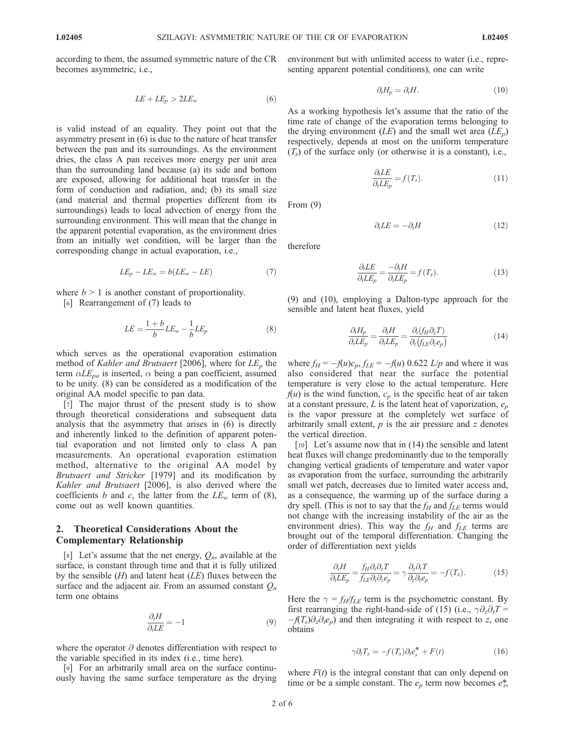according to them, the assumed symmetric nature of the CR becomes asymmetric, i.e.,

$$LE + LE_p > 2LE_w \tag{6}$$

is valid instead of an equality. They point out that the asymmetry present in (6) is due to the nature of heat transfer between the pan and its surroundings. As the environment dries, the class A pan receives more energy per unit area than the surrounding land because (a) its side and bottom are exposed, allowing for additional heat transfer in the form of conduction and radiation, and; (b) its small size (and material and thermal properties different from its surroundings) leads to local advection of energy from the surrounding environment. This will mean that the change in the apparent potential evaporation, as the environment dries from an initially wet condition, will be larger than the corresponding change in actual evaporation, i.e.,

$$LE_p - LE_w = b(LE_w - LE) \tag{7}$$

where $b > 1$ is another constant of proportionality.

[6] Rearrangement of (7) leads to

$$LE = \frac{1+b}{b} LE_w - \frac{1}{b} LE_p \tag{8}$$

which serves as the operational evaporation estimation method of *Kahler and Brutsaert* [2006], where for $LE_p$ the term $\alpha LE_{pa}$ is inserted, $\alpha$ being a pan coefficient, assumed to be unity. (8) can be considered as a modification of the original AA model specific to pan data.

[7] The major thrust of the present study is to show through theoretical considerations and subsequent data analysis that the asymmetry that arises in (6) is directly and inherently linked to the definition of apparent potential evaporation and not limited only to class A pan measurements. An operational evaporation estimation method, alternative to the original AA model by *Brutsaert and Stricker* [1979] and its modification by *Kahler and Brutsaert* [2006], is also derived where the coefficients $b$ and $c$, the latter from the $LE_w$ term of (8), come out as well known quantities.

## 2. Theoretical Considerations About the Complementary Relationship

[8] Let's assume that the net energy, $Q_n$, available at the surface, is constant through time and that it is fully utilized by the sensible ($H$) and latent heat ($LE$) fluxes between the surface and the adjacent air. From an assumed constant $Q_n$ term one obtains

$$\frac{\partial_t H}{\partial_t LE} = -1 \tag{9}$$

where the operator $\partial$ denotes differentiation with respect to the variable specified in its index (i.e., time here).

[9] For an arbitrarily small area on the surface continuously having the same surface temperature as the drying environment but with unlimited access to water (i.e., representing apparent potential conditions), one can write

$$\partial_t H_p = \partial_t H. \tag{10}$$

As a working hypothesis let's assume that the ratio of the time rate of change of the evaporation terms belonging to the drying environment ($LE$) and the small wet area ($LE_p$) respectively, depends at most on the uniform temperature ($T_s$) of the surface only (or otherwise it is a constant), i.e.,

$$\frac{\partial_t LE}{\partial_t LE_p} = f(T_s). \tag{11}$$

From (9)

$$\partial_t LE = -\partial_t H \tag{12}$$

therefore

$$\frac{\partial_t LE}{\partial_t LE_p} = \frac{-\partial_t H}{\partial_t LE_p} = f(T_s). \tag{13}$$

(9) and (10), employing a Dalton-type approach for the sensible and latent heat fluxes, yield

$$\frac{\partial_t H_p}{\partial_t LE_p} = \frac{\partial_t H}{\partial_t LE_p} = \frac{\partial_t (f_H \partial_z T)}{\partial_t (f_{LE} \partial_z e_p)} \tag{14}$$

where $f_H = -f(u)c_p$, $f_{LE} = -f(u)\ 0.622\ L/p$ and where it was also considered that near the surface the potential temperature is very close to the actual temperature. Here $f(u)$ is the wind function, $c_p$ is the specific heat of air taken at a constant pressure, $L$ is the latent heat of vaporization, $e_p$ is the vapor pressure at the completely wet surface of arbitrarily small extent, $p$ is the air pressure and $z$ denotes the vertical direction.

[10] Let's assume now that in (14) the sensible and latent heat fluxes will change predominantly due to the temporally changing vertical gradients of temperature and water vapor as evaporation from the surface, surrounding the arbitrarily small wet patch, decreases due to limited water access and, as a consequence, the warming up of the surface during a dry spell. (This is not to say that the $f_H$ and $f_{LE}$ terms would not change with the increasing instability of the air as the environment dries). This way the $f_H$ and $f_{LE}$ terms are brought out of the temporal differentiation. Changing the order of differentiation next yields

$$\frac{\partial_t H}{\partial_t LE_p} = \frac{f_H \partial_t \partial_z T}{f_{LE} \partial_t \partial_z e_p} = \gamma \frac{\partial_z \partial_t T}{\partial_z \partial_t e_p} = -f(T_s). \tag{15}$$

Here the $\gamma = f_H / f_{LE}$ term is the psychometric constant. By first rearranging the right-hand-side of (15) (i.e., $\gamma \partial_z \partial_t T = -f(T_s) \partial_z \partial_t e_p$) and then integrating it with respect to $z$, one obtains

$$\gamma \partial_t T_s = -f(T_s) \partial_t e_s^* + F(t) \tag{16}$$

where $F(t)$ is the integral constant that can only depend on time or be a simple constant. The $e_p$ term now becomes $e_s^*$,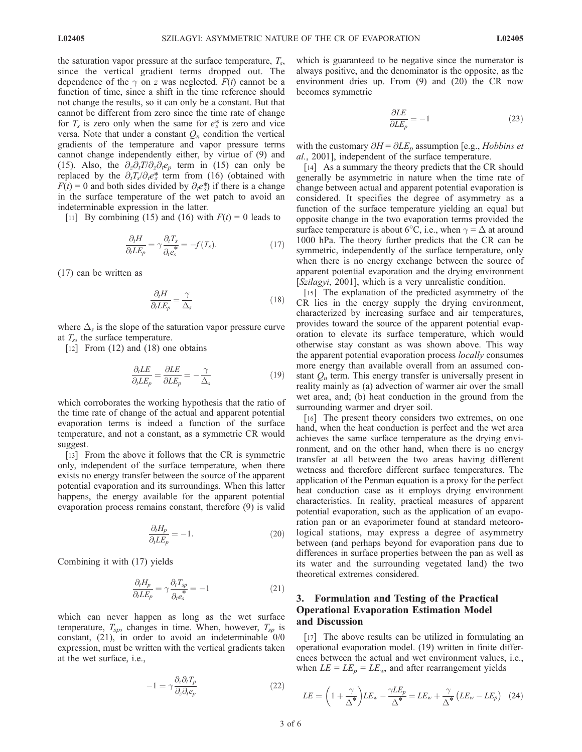the saturation vapor pressure at the surface temperature, $T_s$, since the vertical gradient terms dropped out. The dependence of the $\gamma$ on $z$ was neglected. $F(t)$ cannot be a function of time, since a shift in the time reference should not change the results, so it can only be a constant. But that cannot be different from zero since the time rate of change for $T_s$ is zero only when the same for $e_s^*$ is zero and vice versa. Note that under a constant $Q_n$ condition the vertical gradients of the temperature and vapor pressure terms cannot change independently either, by virtue of (9) and (15). Also, the $\partial_z\partial_t T/\partial_z\partial_t e_p$ term in (15) can only be replaced by the $\partial_t T_s/\partial_t e_s^*$ term from (16) (obtained with $F(t) = 0$ and both sides divided by $\partial_t e_s^*$) if there is a change in the surface temperature of the wet patch to avoid an indeterminable expression in the latter.

[11] By combining (15) and (16) with $F(t) = 0$ leads to

$$\frac{\partial_t H}{\partial_t LE_p} = \gamma\frac{\partial_t T_s}{\partial_t e_s^*} = -f(T_s). \quad (17)$$

(17) can be written as

$$\frac{\partial_t H}{\partial_t LE_p} = \frac{\gamma}{\Delta_s} \quad (18)$$

where $\Delta_s$ is the slope of the saturation vapor pressure curve at $T_s$, the surface temperature.

[12] From (12) and (18) one obtains

$$\frac{\partial_t LE}{\partial_t LE_p} = \frac{\partial LE}{\partial LE_p} = -\frac{\gamma}{\Delta_s} \quad (19)$$

which corroborates the working hypothesis that the ratio of the time rate of change of the actual and apparent potential evaporation terms is indeed a function of the surface temperature, and not a constant, as a symmetric CR would suggest.

[13] From the above it follows that the CR is symmetric only, independent of the surface temperature, when there exists no energy transfer between the source of the apparent potential evaporation and its surroundings. When this latter happens, the energy available for the apparent potential evaporation process remains constant, therefore (9) is valid

$$\frac{\partial_t H_p}{\partial_t LE_p} = -1. \quad (20)$$

Combining it with (17) yields

$$\frac{\partial_t H_p}{\partial_t LE_p} = \gamma\frac{\partial_t T_{sp}}{\partial_t e_s^*} = -1 \quad (21)$$

which can never happen as long as the wet surface temperature, $T_{sp}$, changes in time. When, however, $T_{sp}$ is constant, (21), in order to avoid an indeterminable 0/0 expression, must be written with the vertical gradients taken at the wet surface, i.e.,

$$-1 = \gamma\frac{\partial_z\partial_t T_p}{\partial_z\partial_t e_p} \quad (22)$$

which is guaranteed to be negative since the numerator is always positive, and the denominator is the opposite, as the environment dries up. From (9) and (20) the CR now becomes symmetric

$$\frac{\partial LE}{\partial LE_p} = -1 \quad (23)$$

with the customary $\partial H = \partial LE_p$ assumption [e.g., *Hobbins et al.*, 2001], independent of the surface temperature.

[14] As a summary the theory predicts that the CR should generally be asymmetric in nature when the time rate of change between actual and apparent potential evaporation is considered. It specifies the degree of asymmetry as a function of the surface temperature yielding an equal but opposite change in the two evaporation terms provided the surface temperature is about 6°C, i.e., when $\gamma = \Delta$ at around 1000 hPa. The theory further predicts that the CR can be symmetric, independently of the surface temperature, only when there is no energy exchange between the source of apparent potential evaporation and the drying environment [*Szilagyi*, 2001], which is a very unrealistic condition.

[15] The explanation of the predicted asymmetry of the CR lies in the energy supply the drying environment, characterized by increasing surface and air temperatures, provides toward the source of the apparent potential evaporation to elevate its surface temperature, which would otherwise stay constant as was shown above. This way the apparent potential evaporation process *locally* consumes more energy than available overall from an assumed constant $Q_n$ term. This energy transfer is universally present in reality mainly as (a) advection of warmer air over the small wet area, and; (b) heat conduction in the ground from the surrounding warmer and dryer soil.

[16] The present theory considers two extremes, on one hand, when the heat conduction is perfect and the wet area achieves the same surface temperature as the drying environment, and on the other hand, when there is no energy transfer at all between the two areas having different wetness and therefore different surface temperatures. The application of the Penman equation is a proxy for the perfect heat conduction case as it employs drying environment characteristics. In reality, practical measures of apparent potential evaporation, such as the application of an evaporation pan or an evaporimeter found at standard meteorological stations, may express a degree of asymmetry between (and perhaps beyond for evaporation pans due to differences in surface properties between the pan as well as its water and the surrounding vegetated land) the two theoretical extremes considered.

## 3. Formulation and Testing of the Practical Operational Evaporation Estimation Model and Discussion

[17] The above results can be utilized in formulating an operational evaporation model. (19) written in finite differences between the actual and wet environment values, i.e., when $LE = LE_p = LE_w$, and after rearrangement yields

$$LE = \left(1 + \frac{\gamma}{\Delta^*}\right)LE_w - \frac{\gamma LE_p}{\Delta^*} = LE_w + \frac{\gamma}{\Delta^*}\left(LE_w - LE_p\right) \quad (24)$$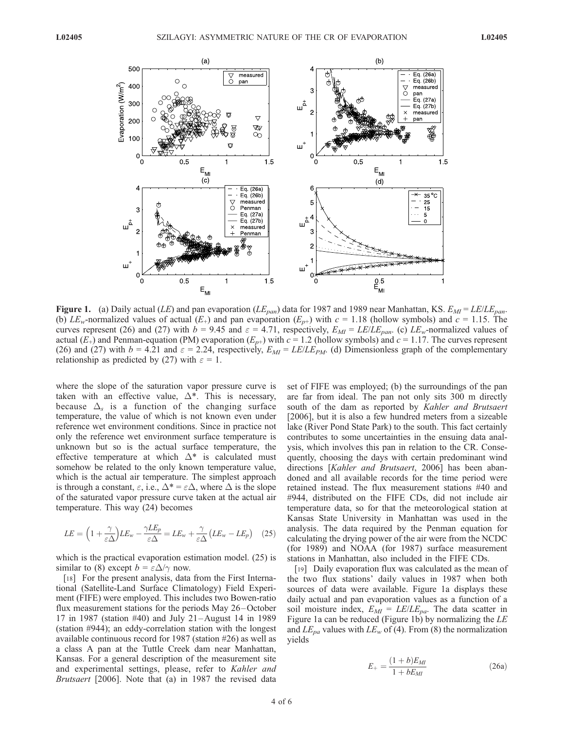(a)

Evaporation (W/m$^2$)

500
400
300
200
100
0

0 0.5 1 1.5

$E_{MI}$

▽ measured
○ pan

(b)

4
3
2
1
0

$E_{p+}$

$E_+$

0 0.5 1 1.5

$E_{MI}$

Eq. (26a)
Eq. (26b)
▽ measured
○ pan
Eq. (27a)
Eq. (27b)
× measured
+ pan

(c)

4
3
2
1
0

$E_{p+}$

$E_+$

0 0.5 1 1.5

$E_{MI}$

Eq. (26a)
Eq. (26b)
▽ measured
○ Penman
Eq. (27a)
Eq. (27b)
× measured
+ Penman

(d)

6
5
4
3
2
1
0

$E_{p+}$

$E_+$

0 0.5 1

$E_{MI}$

35 °C
25
15
5
0

**Figure 1.** (a) Daily actual ($LE$) and pan evaporation ($LE_{pan}$) data for 1987 and 1989 near Manhattan, KS. $E_{MI} = LE/LE_{pan}$. (b) $LE_w$-normalized values of actual ($E_+$) and pan evaporation ($E_{p+}$) with $c = 1.18$ (hollow symbols) and $c = 1.15$. The curves represent (26) and (27) with $b = 9.45$ and $\varepsilon = 4.71$, respectively, $E_{MI} = LE/LE_{pan}$. (c) $LE_w$-normalized values of actual ($E_+$) and Penman-equation (PM) evaporation ($E_{p+}$) with $c = 1.2$ (hollow symbols) and $c = 1.17$. The curves represent (26) and (27) with $b = 4.21$ and $\varepsilon = 2.24$, respectively, $E_{MI} = LE/LE_{PM}$. (d) Dimensionless graph of the complementary relationship as predicted by (27) with $\varepsilon = 1$.

where the slope of the saturation vapor pressure curve is taken with an effective value, $\Delta^*$. This is necessary, because $\Delta_s$ is a function of the changing surface temperature, the value of which is not known even under reference wet environment conditions. Since in practice not only the reference wet environment surface temperature is unknown but so is the actual surface temperature, the effective temperature at which $\Delta^*$ is calculated must somehow be related to the only known temperature value, which is the actual air temperature. The simplest approach is through a constant, $\varepsilon$, i.e., $\Delta^* = \varepsilon\Delta$, where $\Delta$ is the slope of the saturated vapor pressure curve taken at the actual air temperature. This way (24) becomes

$$LE = \left(1 + \frac{\gamma}{\varepsilon\Delta}\right)LE_w - \frac{\gamma LE_p}{\varepsilon\Delta} = LE_w + \frac{\gamma}{\varepsilon\Delta}\left(LE_w - LE_p\right) \quad (25)$$

which is the practical evaporation estimation model. (25) is similar to (8) except $b = \varepsilon\Delta/\gamma$ now.

[18] For the present analysis, data from the First International (Satellite-Land Surface Climatology) Field Experiment (FIFE) were employed. This includes two Bowen-ratio flux measurement stations for the periods May 26–October 17 in 1987 (station #40) and July 21–August 14 in 1989 (station #944); an eddy-correlation station with the longest available continuous record for 1987 (station #26) as well as a class A pan at the Tuttle Creek dam near Manhattan, Kansas. For a general description of the measurement site and experimental settings, please, refer to *Kahler and Brutsaert* [2006]. Note that (a) in 1987 the revised data set of FIFE was employed; (b) the surroundings of the pan are far from ideal. The pan not only sits 300 m directly south of the dam as reported by *Kahler and Brutsaert* [2006], but it is also a few hundred meters from a sizeable lake (River Pond State Park) to the south. This fact certainly contributes to some uncertainties in the ensuing data analysis, which involves this pan in relation to the CR. Consequently, choosing the days with certain predominant wind directions [*Kahler and Brutsaert*, 2006] has been abandoned and all available records for the time period were retained instead. The flux measurement stations #40 and #944, distributed on the FIFE CDs, did not include air temperature data, so for that the meteorological station at Kansas State University in Manhattan was used in the analysis. The data required by the Penman equation for calculating the drying power of the air were from the NCDC (for 1989) and NOAA (for 1987) surface measurement stations in Manhattan, also included in the FIFE CDs.

[19] Daily evaporation flux was calculated as the mean of the two flux stations' daily values in 1987 when both sources of data were available. Figure 1a displays these daily actual and pan evaporation values as a function of a soil moisture index, $E_{MI} = LE/LE_{pa}$. The data scatter in Figure 1a can be reduced (Figure 1b) by normalizing the $LE$ and $LE_{pa}$ values with $LE_w$ of (4). From (8) the normalization yields

$$E_+ = \frac{(1+b)E_{MI}}{1 + bE_{MI}} \quad (26a)$$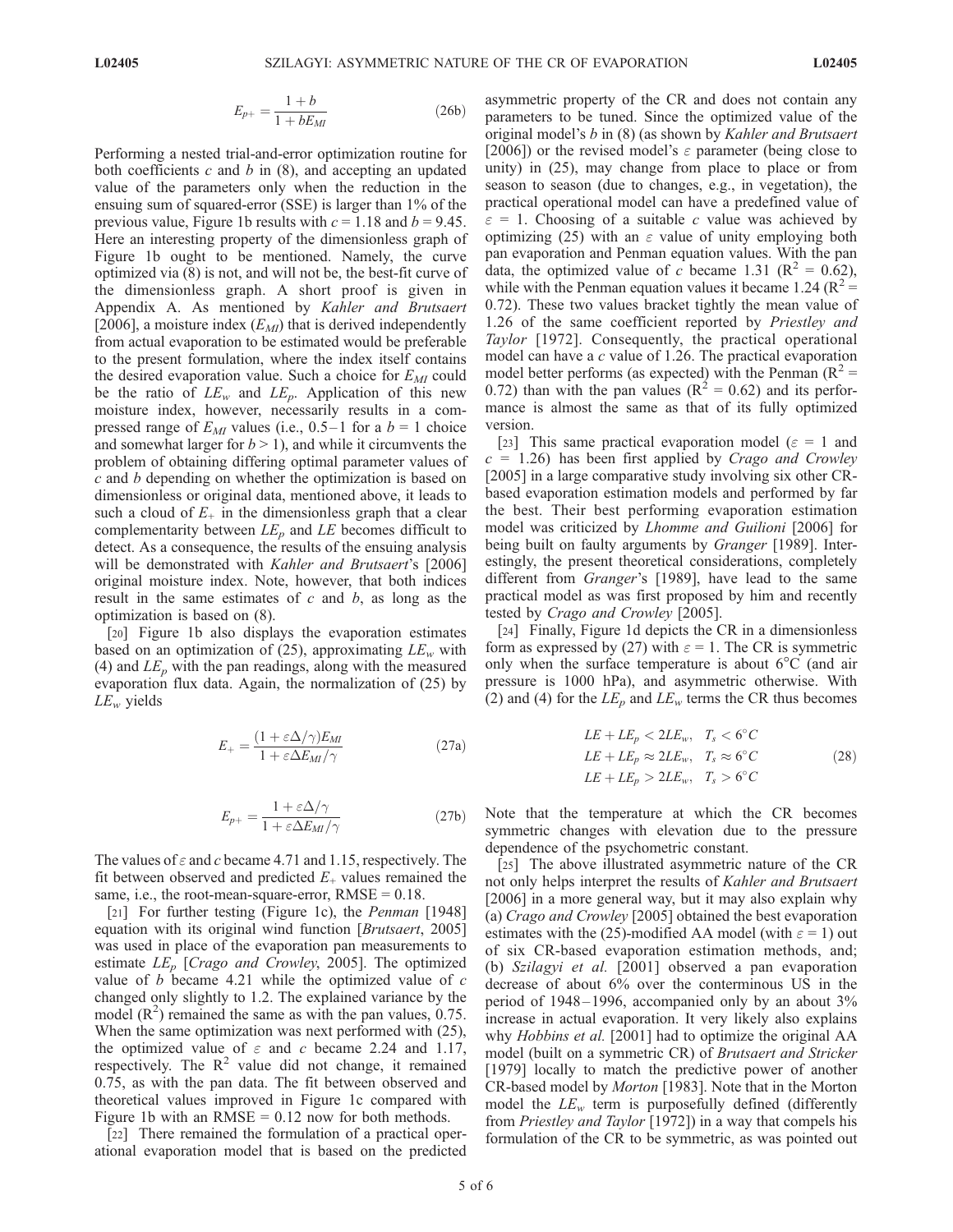$$E_{p+} = \frac{1 + b}{1 + bE_{MI}} \tag{26b}$$

Performing a nested trial-and-error optimization routine for both coefficients $c$ and $b$ in (8), and accepting an updated value of the parameters only when the reduction in the ensuing sum of squared-error (SSE) is larger than 1% of the previous value, Figure 1b results with $c = 1.18$ and $b = 9.45$. Here an interesting property of the dimensionless graph of Figure 1b ought to be mentioned. Namely, the curve optimized via (8) is not, and will not be, the best-fit curve of the dimensionless graph. A short proof is given in Appendix A. As mentioned by *Kahler and Brutsaert* [2006], a moisture index ($E_{MI}$) that is derived independently from actual evaporation to be estimated would be preferable to the present formulation, where the index itself contains the desired evaporation value. Such a choice for $E_{MI}$ could be the ratio of $LE_w$ and $LE_p$. Application of this new moisture index, however, necessarily results in a compressed range of $E_{MI}$ values (i.e., 0.5–1 for a $b = 1$ choice and somewhat larger for $b > 1$), and while it circumvents the problem of obtaining differing optimal parameter values of $c$ and $b$ depending on whether the optimization is based on dimensionless or original data, mentioned above, it leads to such a cloud of $E_+$ in the dimensionless graph that a clear complementarity between $LE_p$ and $LE$ becomes difficult to detect. As a consequence, the results of the ensuing analysis will be demonstrated with *Kahler and Brutsaert*'s [2006] original moisture index. Note, however, that both indices result in the same estimates of $c$ and $b$, as long as the optimization is based on (8).

[20] Figure 1b also displays the evaporation estimates based on an optimization of (25), approximating $LE_w$ with (4) and $LE_p$ with the pan readings, along with the measured evaporation flux data. Again, the normalization of (25) by $LE_w$ yields

$$E_+ = \frac{(1 + \varepsilon\Delta/\gamma)E_{MI}}{1 + \varepsilon\Delta E_{MI}/\gamma} \tag{27a}$$

$$E_{p+} = \frac{1 + \varepsilon\Delta/\gamma}{1 + \varepsilon\Delta E_{MI}/\gamma} \tag{27b}$$

The values of $\varepsilon$ and $c$ became 4.71 and 1.15, respectively. The fit between observed and predicted $E_+$ values remained the same, i.e., the root-mean-square-error, RMSE = 0.18.

[21] For further testing (Figure 1c), the *Penman* [1948] equation with its original wind function [*Brutsaert*, 2005] was used in place of the evaporation pan measurements to estimate $LE_p$ [*Crago and Crowley*, 2005]. The optimized value of $b$ became 4.21 while the optimized value of $c$ changed only slightly to 1.2. The explained variance by the model ($R^2$) remained the same as with the pan values, 0.75. When the same optimization was next performed with (25), the optimized value of $\varepsilon$ and $c$ became 2.24 and 1.17, respectively. The $R^2$ value did not change, it remained 0.75, as with the pan data. The fit between observed and theoretical values improved in Figure 1c compared with Figure 1b with an RMSE = 0.12 now for both methods.

[22] There remained the formulation of a practical operational evaporation model that is based on the predicted asymmetric property of the CR and does not contain any parameters to be tuned. Since the optimized value of the original model's $b$ in (8) (as shown by *Kahler and Brutsaert* [2006]) or the revised model's $\varepsilon$ parameter (being close to unity) in (25), may change from place to place or from season to season (due to changes, e.g., in vegetation), the practical operational model can have a predefined value of $\varepsilon = 1$. Choosing of a suitable $c$ value was achieved by optimizing (25) with an $\varepsilon$ value of unity employing both pan evaporation and Penman equation values. With the pan data, the optimized value of $c$ became 1.31 ($R^2 = 0.62$), while with the Penman equation values it became 1.24 ($R^2 = 0.72$). These two values bracket tightly the mean value of 1.26 of the same coefficient reported by *Priestley and Taylor* [1972]. Consequently, the practical operational model can have a $c$ value of 1.26. The practical evaporation model better performs (as expected) with the Penman ($R^2 = 0.72$) than with the pan values ($R^2 = 0.62$) and its performance is almost the same as that of its fully optimized version.

[23] This same practical evaporation model ($\varepsilon = 1$ and $c = 1.26$) has been first applied by *Crago and Crowley* [2005] in a large comparative study involving six other CR-based evaporation estimation models and performed by far the best. Their best performing evaporation estimation model was criticized by *Lhomme and Guilioni* [2006] for being built on faulty arguments by *Granger* [1989]. Interestingly, the present theoretical considerations, completely different from *Granger*'s [1989], have lead to the same practical model as was first proposed by him and recently tested by *Crago and Crowley* [2005].

[24] Finally, Figure 1d depicts the CR in a dimensionless form as expressed by (27) with $\varepsilon = 1$. The CR is symmetric only when the surface temperature is about 6°C (and air pressure is 1000 hPa), and asymmetric otherwise. With (2) and (4) for the $LE_p$ and $LE_w$ terms the CR thus becomes

$$\begin{aligned} LE + LE_p &< 2LE_w, \quad T_s < 6^\circ C \\ LE + LE_p &\approx 2LE_w, \quad T_s \approx 6^\circ C \\ LE + LE_p &> 2LE_w, \quad T_s > 6^\circ C \end{aligned} \tag{28}$$

Note that the temperature at which the CR becomes symmetric changes with elevation due to the pressure dependence of the psychometric constant.

[25] The above illustrated asymmetric nature of the CR not only helps interpret the results of *Kahler and Brutsaert* [2006] in a more general way, but it may also explain why (a) *Crago and Crowley* [2005] obtained the best evaporation estimates with the (25)-modified AA model (with $\varepsilon = 1$) out of six CR-based evaporation estimation methods, and; (b) *Szilagyi et al.* [2001] observed a pan evaporation decrease of about 6% over the conterminous US in the period of 1948–1996, accompanied only by an about 3% increase in actual evaporation. It very likely also explains why *Hobbins et al.* [2001] had to optimize the original AA model (built on a symmetric CR) of *Brutsaert and Stricker* [1979] locally to match the predictive power of another CR-based model by *Morton* [1983]. Note that in the Morton model the $LE_w$ term is purposefully defined (differently from *Priestley and Taylor* [1972]) in a way that compels his formulation of the CR to be symmetric, as was pointed out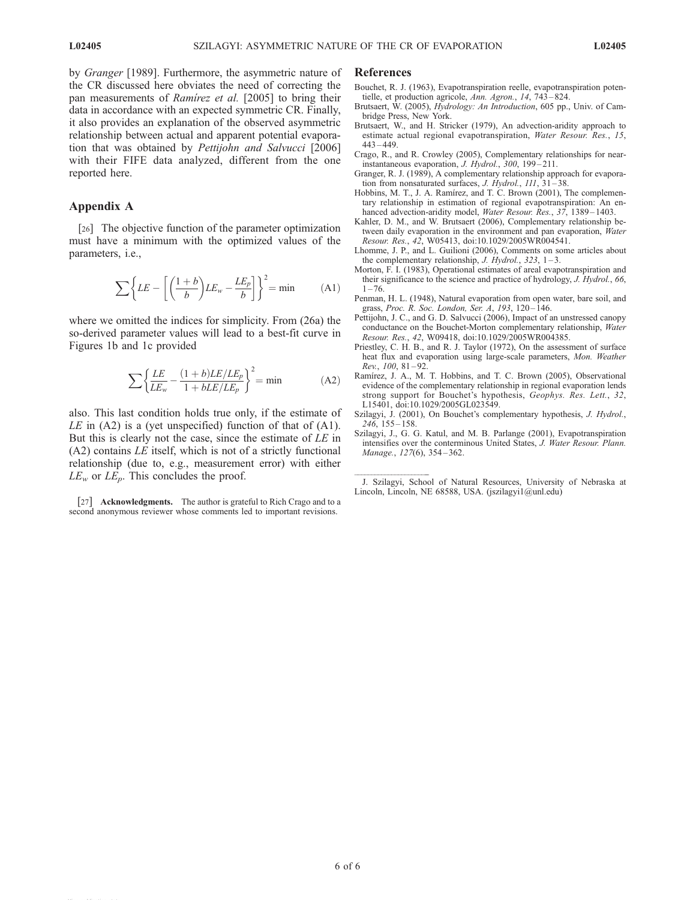by *Granger* [1989]. Furthermore, the asymmetric nature of the CR discussed here obviates the need of correcting the pan measurements of *Ramírez et al.* [2005] to bring their data in accordance with an expected symmetric CR. Finally, it also provides an explanation of the observed asymmetric relationship between actual and apparent potential evaporation that was obtained by *Pettijohn and Salvucci* [2006] with their FIFE data analyzed, different from the one reported here.

## Appendix A

[26] The objective function of the parameter optimization must have a minimum with the optimized values of the parameters, i.e.,

$$\sum\left\{LE - \left[\left(\frac{1+b}{b}\right)LE_w - \frac{LE_p}{b}\right]\right\}^2 = \min \tag{A1}$$

where we omitted the indices for simplicity. From (26a) the so-derived parameter values will lead to a best-fit curve in Figures 1b and 1c provided

$$\sum\left\{\frac{LE}{LE_w} - \frac{(1+b)LE/LE_p}{1+bLE/LE_p}\right\}^2 = \min \tag{A2}$$

also. This last condition holds true only, if the estimate of $LE$ in (A2) is a (yet unspecified) function of that of (A1). But this is clearly not the case, since the estimate of $LE$ in (A2) contains $LE$ itself, which is not of a strictly functional relationship (due to, e.g., measurement error) with either $LE_w$ or $LE_p$. This concludes the proof.

[27] **Acknowledgments.** The author is grateful to Rich Crago and to a second anonymous reviewer whose comments led to important revisions.

## References

Bouchet, R. J. (1963), Evapotranspiration reelle, evapotranspiration potentielle, et production agricole, *Ann. Agron.*, *14*, 743–824.

Brutsaert, W. (2005), *Hydrology: An Introduction*, 605 pp., Univ. of Cambridge Press, New York.

Brutsaert, W., and H. Stricker (1979), An advection-aridity approach to estimate actual regional evapotranspiration, *Water Resour. Res.*, *15*, 443–449.

Crago, R., and R. Crowley (2005), Complementary relationships for near-instantaneous evaporation, *J. Hydrol.*, *300*, 199–211.

Granger, R. J. (1989), A complementary relationship approach for evaporation from nonsaturated surfaces, *J. Hydrol.*, *111*, 31–38.

Hobbins, M. T., J. A. Ramírez, and T. C. Brown (2001), The complementary relationship in estimation of regional evapotranspiration: An enhanced advection-aridity model, *Water Resour. Res.*, *37*, 1389–1403.

Kahler, D. M., and W. Brutsaert (2006), Complementary relationship between daily evaporation in the environment and pan evaporation, *Water Resour. Res.*, *42*, W05413, doi:10.1029/2005WR004541.

Lhomme, J. P., and L. Guilioni (2006), Comments on some articles about the complementary relationship, *J. Hydrol.*, *323*, 1–3.

Morton, F. I. (1983), Operational estimates of areal evapotranspiration and their significance to the science and practice of hydrology, *J. Hydrol.*, *66*, 1–76.

Penman, H. L. (1948), Natural evaporation from open water, bare soil, and grass, *Proc. R. Soc. London, Ser. A*, *193*, 120–146.

Pettijohn, J. C., and G. D. Salvucci (2006), Impact of an unstressed canopy conductance on the Bouchet-Morton complementary relationship, *Water Resour. Res.*, *42*, W09418, doi:10.1029/2005WR004385.

Priestley, C. H. B., and R. J. Taylor (1972), On the assessment of surface heat flux and evaporation using large-scale parameters, *Mon. Weather Rev.*, *100*, 81–92.

Ramírez, J. A., M. T. Hobbins, and T. C. Brown (2005), Observational evidence of the complementary relationship in regional evaporation lends strong support for Bouchet's hypothesis, *Geophys. Res. Lett.*, *32*, L15401, doi:10.1029/2005GL023549.

Szilagyi, J. (2001), On Bouchet's complementary hypothesis, *J. Hydrol.*, *246*, 155–158.

Szilagyi, J., G. G. Katul, and M. B. Parlange (2001), Evapotranspiration intensifies over the conterminous United States, *J. Water Resour. Plann. Manage.*, *127*(6), 354–362.

J. Szilagyi, School of Natural Resources, University of Nebraska at Lincoln, Lincoln, NE 68588, USA. (jszilagyi1@unl.edu)